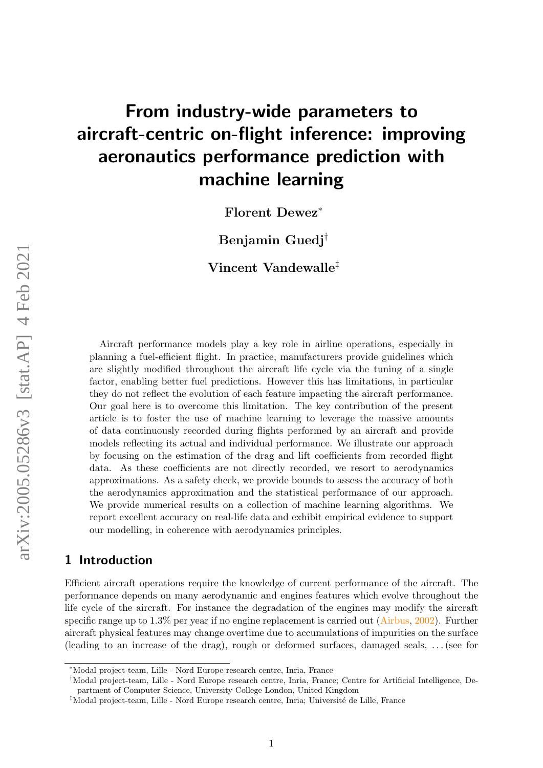# From industry-wide parameters to aircraft-centric on-flight inference: improving aeronautics performance prediction with machine learning

**Florent Dewez**[*]

**Benjamin Guedj**[†]

**Vincent Vandewalle**[‡]

Aircraft performance models play a key role in airline operations, especially in planning a fuel-efficient flight. In practice, manufacturers provide guidelines which are slightly modified throughout the aircraft life cycle via the tuning of a single factor, enabling better fuel predictions. However this has limitations, in particular they do not reflect the evolution of each feature impacting the aircraft performance. Our goal here is to overcome this limitation. The key contribution of the present article is to foster the use of machine learning to leverage the massive amounts of data continuously recorded during flights performed by an aircraft and provide models reflecting its actual and individual performance. We illustrate our approach by focusing on the estimation of the drag and lift coefficients from recorded flight data. As these coefficients are not directly recorded, we resort to aerodynamics approximations. As a safety check, we provide bounds to assess the accuracy of both the aerodynamics approximation and the statistical performance of our approach. We provide numerical results on a collection of machine learning algorithms. We report excellent accuracy on real-life data and exhibit empirical evidence to support our modelling, in coherence with aerodynamics principles.

## 1 Introduction

Efficient aircraft operations require the knowledge of current performance of the aircraft. The performance depends on many aerodynamic and engines features which evolve throughout the life cycle of the aircraft. For instance the degradation of the engines may modify the aircraft specific range up to 1.3% per year if no engine replacement is carried out (Airbus, 2002). Further aircraft physical features may change overtime due to accumulations of impurities on the surface (leading to an increase of the drag), rough or deformed surfaces, damaged seals, ... (see for

---

[*] Modal project-team, Lille - Nord Europe research centre, Inria, France

[†] Modal project-team, Lille - Nord Europe research centre, Inria, France; Centre for Artificial Intelligence, Department of Computer Science, University College London, United Kingdom

[‡] Modal project-team, Lille - Nord Europe research centre, Inria; Université de Lille, France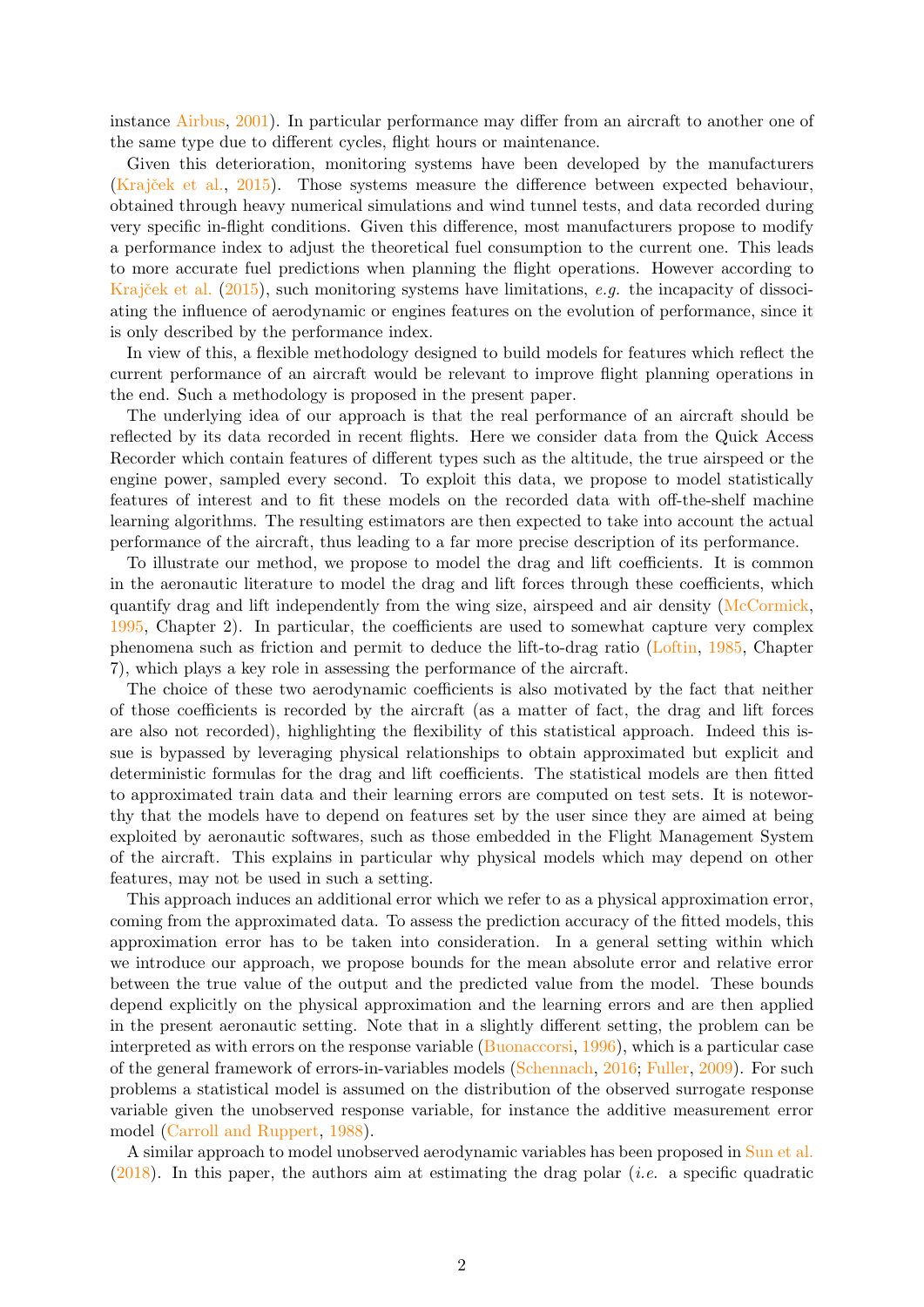instance Airbus, 2001). In particular performance may differ from an aircraft to another one of the same type due to different cycles, flight hours or maintenance.

Given this deterioration, monitoring systems have been developed by the manufacturers (Krajček et al., 2015). Those systems measure the difference between expected behaviour, obtained through heavy numerical simulations and wind tunnel tests, and data recorded during very specific in-flight conditions. Given this difference, most manufacturers propose to modify a performance index to adjust the theoretical fuel consumption to the current one. This leads to more accurate fuel predictions when planning the flight operations. However according to Krajček et al. (2015), such monitoring systems have limitations, *e.g.* the incapacity of dissociating the influence of aerodynamic or engines features on the evolution of performance, since it is only described by the performance index.

In view of this, a flexible methodology designed to build models for features which reflect the current performance of an aircraft would be relevant to improve flight planning operations in the end. Such a methodology is proposed in the present paper.

The underlying idea of our approach is that the real performance of an aircraft should be reflected by its data recorded in recent flights. Here we consider data from the Quick Access Recorder which contain features of different types such as the altitude, the true airspeed or the engine power, sampled every second. To exploit this data, we propose to model statistically features of interest and to fit these models on the recorded data with off-the-shelf machine learning algorithms. The resulting estimators are then expected to take into account the actual performance of the aircraft, thus leading to a far more precise description of its performance.

To illustrate our method, we propose to model the drag and lift coefficients. It is common in the aeronautic literature to model the drag and lift forces through these coefficients, which quantify drag and lift independently from the wing size, airspeed and air density (McCormick, 1995, Chapter 2). In particular, the coefficients are used to somewhat capture very complex phenomena such as friction and permit to deduce the lift-to-drag ratio (Loftin, 1985, Chapter 7), which plays a key role in assessing the performance of the aircraft.

The choice of these two aerodynamic coefficients is also motivated by the fact that neither of those coefficients is recorded by the aircraft (as a matter of fact, the drag and lift forces are also not recorded), highlighting the flexibility of this statistical approach. Indeed this issue is bypassed by leveraging physical relationships to obtain approximated but explicit and deterministic formulas for the drag and lift coefficients. The statistical models are then fitted to approximated train data and their learning errors are computed on test sets. It is noteworthy that the models have to depend on features set by the user since they are aimed at being exploited by aeronautic softwares, such as those embedded in the Flight Management System of the aircraft. This explains in particular why physical models which may depend on other features, may not be used in such a setting.

This approach induces an additional error which we refer to as a physical approximation error, coming from the approximated data. To assess the prediction accuracy of the fitted models, this approximation error has to be taken into consideration. In a general setting within which we introduce our approach, we propose bounds for the mean absolute error and relative error between the true value of the output and the predicted value from the model. These bounds depend explicitly on the physical approximation and the learning errors and are then applied in the present aeronautic setting. Note that in a slightly different setting, the problem can be interpreted as with errors on the response variable (Buonaccorsi, 1996), which is a particular case of the general framework of errors-in-variables models (Schennach, 2016; Fuller, 2009). For such problems a statistical model is assumed on the distribution of the observed surrogate response variable given the unobserved response variable, for instance the additive measurement error model (Carroll and Ruppert, 1988).

A similar approach to model unobserved aerodynamic variables has been proposed in Sun et al. (2018). In this paper, the authors aim at estimating the drag polar (*i.e.* a specific quadratic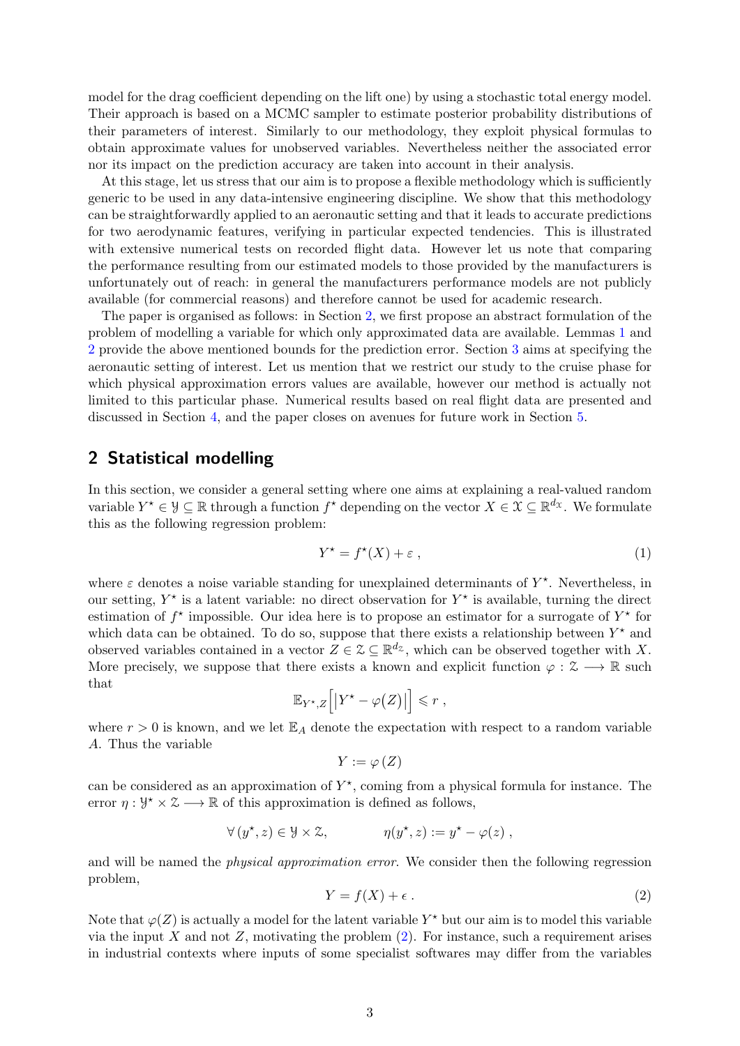model for the drag coefficient depending on the lift one) by using a stochastic total energy model. Their approach is based on a MCMC sampler to estimate posterior probability distributions of their parameters of interest. Similarly to our methodology, they exploit physical formulas to obtain approximate values for unobserved variables. Nevertheless neither the associated error nor its impact on the prediction accuracy are taken into account in their analysis.

At this stage, let us stress that our aim is to propose a flexible methodology which is sufficiently generic to be used in any data-intensive engineering discipline. We show that this methodology can be straightforwardly applied to an aeronautic setting and that it leads to accurate predictions for two aerodynamic features, verifying in particular expected tendencies. This is illustrated with extensive numerical tests on recorded flight data. However let us note that comparing the performance resulting from our estimated models to those provided by the manufacturers is unfortunately out of reach: in general the manufacturers performance models are not publicly available (for commercial reasons) and therefore cannot be used for academic research.

The paper is organised as follows: in Section 2, we first propose an abstract formulation of the problem of modelling a variable for which only approximated data are available. Lemmas 1 and 2 provide the above mentioned bounds for the prediction error. Section 3 aims at specifying the aeronautic setting of interest. Let us mention that we restrict our study to the cruise phase for which physical approximation errors values are available, however our method is actually not limited to this particular phase. Numerical results based on real flight data are presented and discussed in Section 4, and the paper closes on avenues for future work in Section 5.

## 2 Statistical modelling

In this section, we consider a general setting where one aims at explaining a real-valued random variable $Y^\star \in \mathcal{Y} \subseteq \mathbb{R}$ through a function $f^\star$ depending on the vector $X \in \mathcal{X} \subseteq \mathbb{R}^{d_\mathcal{X}}$. We formulate this as the following regression problem:

$$Y^\star = f^\star(X) + \varepsilon \ , \tag{1}$$

where $\varepsilon$ denotes a noise variable standing for unexplained determinants of $Y^\star$. Nevertheless, in our setting, $Y^\star$ is a latent variable: no direct observation for $Y^\star$ is available, turning the direct estimation of $f^\star$ impossible. Our idea here is to propose an estimator for a surrogate of $Y^\star$ for which data can be obtained. To do so, suppose that there exists a relationship between $Y^\star$ and observed variables contained in a vector $Z \in \mathcal{Z} \subseteq \mathbb{R}^{d_\mathcal{Z}}$, which can be observed together with $X$. More precisely, we suppose that there exists a known and explicit function $\varphi : \mathcal{Z} \longrightarrow \mathbb{R}$ such that

$$\mathbb{E}_{Y^\star, Z}\Big[\big|Y^\star - \varphi(Z)\big|\Big] \leqslant r \ ,$$

where $r > 0$ is known, and we let $\mathbb{E}_A$ denote the expectation with respect to a random variable $A$. Thus the variable

$$Y := \varphi\,(Z)$$

can be considered as an approximation of $Y^\star$, coming from a physical formula for instance. The error $\eta : \mathcal{Y}^\star \times \mathcal{Z} \longrightarrow \mathbb{R}$ of this approximation is defined as follows,

$$\forall\, (y^\star, z) \in \mathcal{Y} \times \mathcal{Z}, \qquad \eta(y^\star, z) := y^\star - \varphi(z) \ ,$$

and will be named the *physical approximation error*. We consider then the following regression problem,

$$Y = f(X) + \epsilon \ . \tag{2}$$

Note that $\varphi(Z)$ is actually a model for the latent variable $Y^\star$ but our aim is to model this variable via the input $X$ and not $Z$, motivating the problem (2). For instance, such a requirement arises in industrial contexts where inputs of some specialist softwares may differ from the variables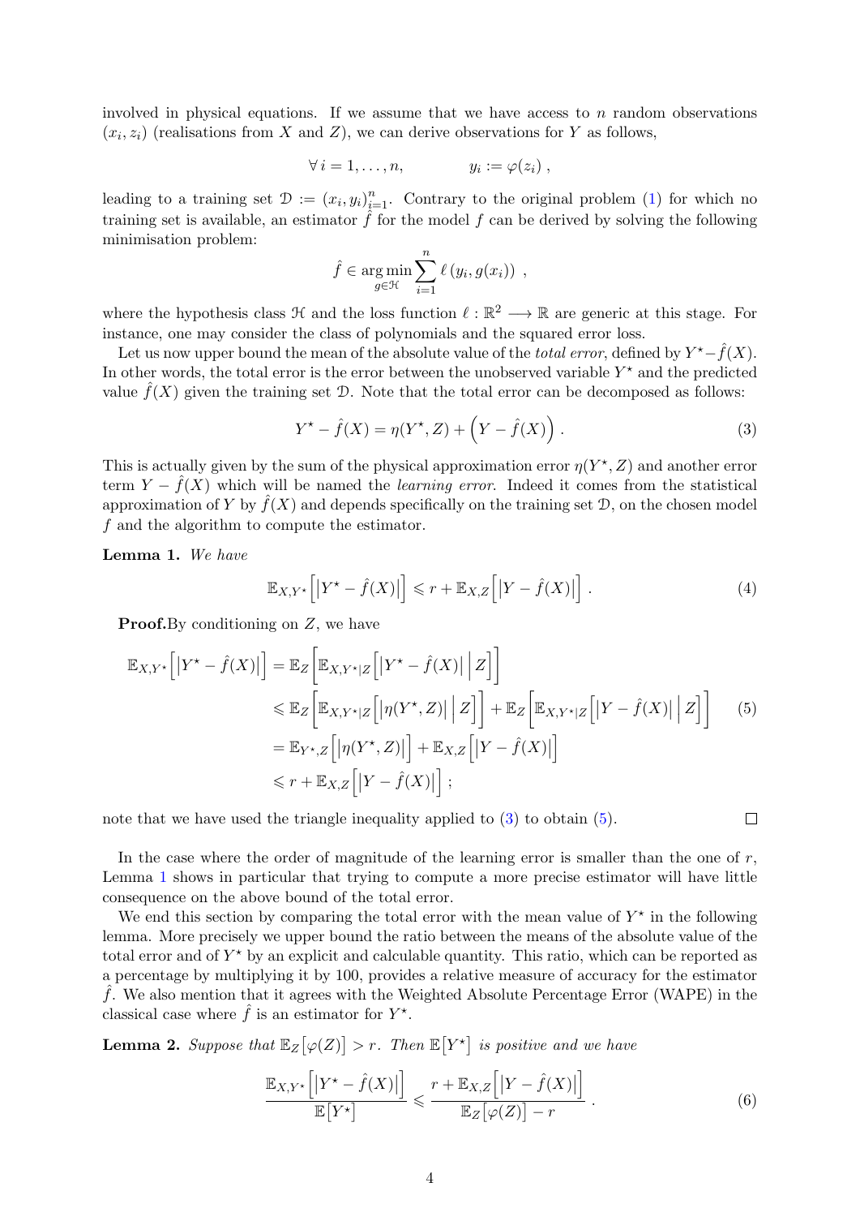involved in physical equations. If we assume that we have access to $n$ random observations $(x_i, z_i)$ (realisations from $X$ and $Z$), we can derive observations for $Y$ as follows,

$$\forall\, i = 1, \ldots, n, \qquad y_i := \varphi(z_i)\ ,$$

leading to a training set $\mathcal{D} := (x_i, y_i)_{i=1}^n$. Contrary to the original problem (1) for which no training set is available, an estimator $\hat{f}$ for the model $f$ can be derived by solving the following minimisation problem:

$$\hat{f} \in \operatorname*{arg\,min}_{g \in \mathcal{H}} \sum_{i=1}^{n} \ell\left(y_i, g(x_i)\right)\ ,$$

where the hypothesis class $\mathcal{H}$ and the loss function $\ell : \mathbb{R}^2 \longrightarrow \mathbb{R}$ are generic at this stage. For instance, one may consider the class of polynomials and the squared error loss.

Let us now upper bound the mean of the absolute value of the *total error*, defined by $Y^\star - \hat{f}(X)$. In other words, the total error is the error between the unobserved variable $Y^\star$ and the predicted value $\hat{f}(X)$ given the training set $\mathcal{D}$. Note that the total error can be decomposed as follows:

$$Y^\star - \hat{f}(X) = \eta(Y^\star, Z) + \left(Y - \hat{f}(X)\right)\ . \tag{3}$$

This is actually given by the sum of the physical approximation error $\eta(Y^\star, Z)$ and another error term $Y - \hat{f}(X)$ which will be named the *learning error*. Indeed it comes from the statistical approximation of $Y$ by $\hat{f}(X)$ and depends specifically on the training set $\mathcal{D}$, on the chosen model $f$ and the algorithm to compute the estimator.

**Lemma 1.** *We have*

$$\mathbb{E}_{X,Y^\star}\left[\left|Y^\star - \hat{f}(X)\right|\right] \leqslant r + \mathbb{E}_{X,Z}\left[\left|Y - \hat{f}(X)\right|\right]\ . \tag{4}$$

**Proof.** By conditioning on $Z$, we have

$$\begin{aligned}
\mathbb{E}_{X,Y^\star}\left[\left|Y^\star - \hat{f}(X)\right|\right] &= \mathbb{E}_Z\left[\mathbb{E}_{X,Y^\star|Z}\left[\left|Y^\star - \hat{f}(X)\right| \,\Big|\, Z\right]\right] \\
&\leqslant \mathbb{E}_Z\left[\mathbb{E}_{X,Y^\star|Z}\left[\left|\eta(Y^\star, Z)\right| \,\Big|\, Z\right]\right] + \mathbb{E}_Z\left[\mathbb{E}_{X,Y^\star|Z}\left[\left|Y - \hat{f}(X)\right| \,\Big|\, Z\right]\right] \qquad (5) \\
&= \mathbb{E}_{Y^\star,Z}\left[\left|\eta(Y^\star, Z)\right|\right] + \mathbb{E}_{X,Z}\left[\left|Y - \hat{f}(X)\right|\right] \\
&\leqslant r + \mathbb{E}_{X,Z}\left[\left|Y - \hat{f}(X)\right|\right]\ ;
\end{aligned}$$

note that we have used the triangle inequality applied to (3) to obtain (5). $\square$

In the case where the order of magnitude of the learning error is smaller than the one of $r$, Lemma 1 shows in particular that trying to compute a more precise estimator will have little consequence on the above bound of the total error.

We end this section by comparing the total error with the mean value of $Y^\star$ in the following lemma. More precisely we upper bound the ratio between the means of the absolute value of the total error and of $Y^\star$ by an explicit and calculable quantity. This ratio, which can be reported as a percentage by multiplying it by 100, provides a relative measure of accuracy for the estimator $\hat{f}$. We also mention that it agrees with the Weighted Absolute Percentage Error (WAPE) in the classical case where $\hat{f}$ is an estimator for $Y^\star$.

**Lemma 2.** *Suppose that $\mathbb{E}_Z\left[\varphi(Z)\right] > r$. Then $\mathbb{E}\left[Y^\star\right]$ is positive and we have*

$$\frac{\mathbb{E}_{X,Y^\star}\left[\left|Y^\star - \hat{f}(X)\right|\right]}{\mathbb{E}\left[Y^\star\right]} \leqslant \frac{r + \mathbb{E}_{X,Z}\left[\left|Y - \hat{f}(X)\right|\right]}{\mathbb{E}_Z\left[\varphi(Z)\right] - r}\ . \tag{6}$$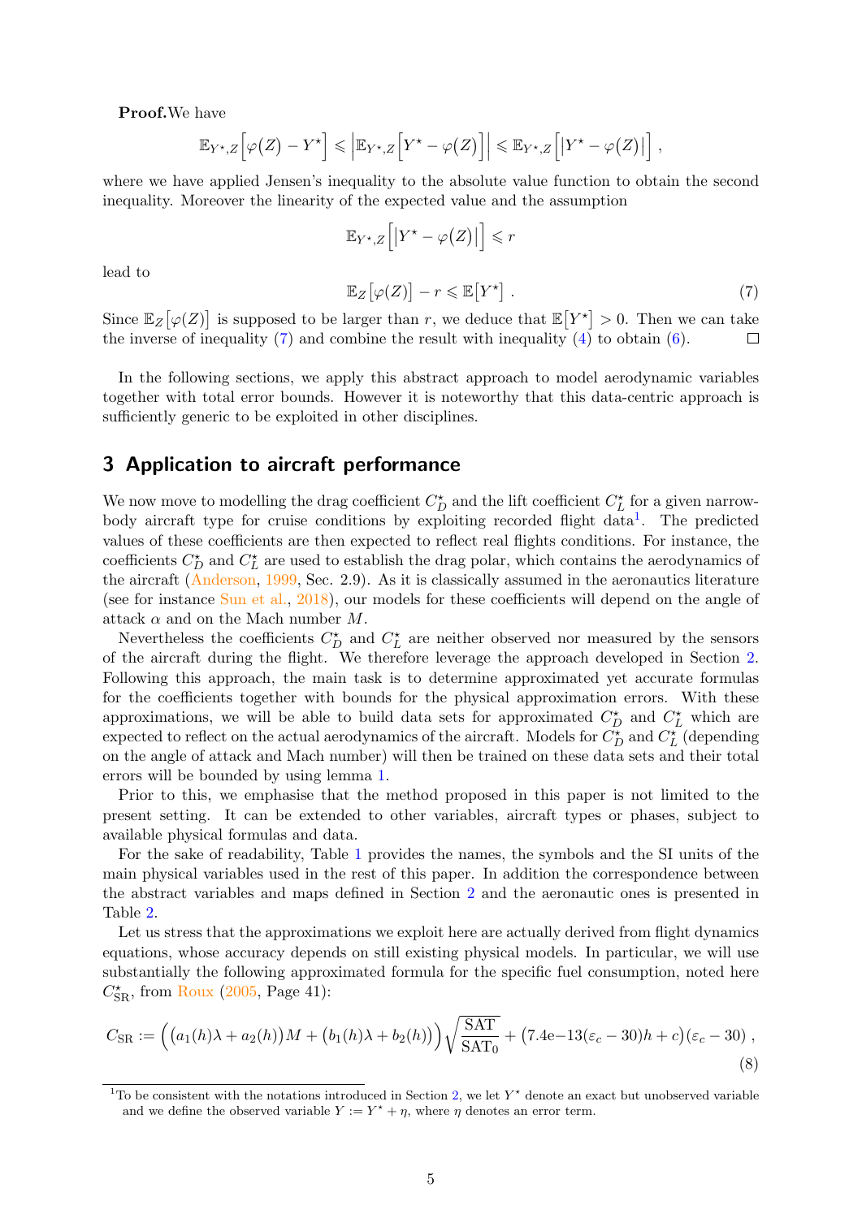**Proof.** We have

$$\mathbb{E}_{Y^\star,Z}\Big[\varphi(Z) - Y^\star\Big] \leqslant \Big|\mathbb{E}_{Y^\star,Z}\Big[Y^\star - \varphi(Z)\Big]\Big| \leqslant \mathbb{E}_{Y^\star,Z}\Big[\big|Y^\star - \varphi(Z)\big|\Big] ,$$

where we have applied Jensen's inequality to the absolute value function to obtain the second inequality. Moreover the linearity of the expected value and the assumption

$$\mathbb{E}_{Y^\star,Z}\Big[\big|Y^\star - \varphi(Z)\big|\Big] \leqslant r$$

lead to

$$\mathbb{E}_Z\big[\varphi(Z)\big] - r \leqslant \mathbb{E}\big[Y^\star\big] . \tag{7}$$

Since $\mathbb{E}_Z\big[\varphi(Z)\big]$ is supposed to be larger than $r$, we deduce that $\mathbb{E}\big[Y^\star\big] > 0$. Then we can take the inverse of inequality (7) and combine the result with inequality (4) to obtain (6). □

In the following sections, we apply this abstract approach to model aerodynamic variables together with total error bounds. However it is noteworthy that this data-centric approach is sufficiently generic to be exploited in other disciplines.

## 3 Application to aircraft performance

We now move to modelling the drag coefficient $C_D^\star$ and the lift coefficient $C_L^\star$ for a given narrow-body aircraft type for cruise conditions by exploiting recorded flight data[1]. The predicted values of these coefficients are then expected to reflect real flights conditions. For instance, the coefficients $C_D^\star$ and $C_L^\star$ are used to establish the drag polar, which contains the aerodynamics of the aircraft (Anderson, 1999, Sec. 2.9). As it is classically assumed in the aeronautics literature (see for instance Sun et al., 2018), our models for these coefficients will depend on the angle of attack $\alpha$ and on the Mach number $M$.

Nevertheless the coefficients $C_D^\star$ and $C_L^\star$ are neither observed nor measured by the sensors of the aircraft during the flight. We therefore leverage the approach developed in Section 2. Following this approach, the main task is to determine approximated yet accurate formulas for the coefficients together with bounds for the physical approximation errors. With these approximations, we will be able to build data sets for approximated $C_D^\star$ and $C_L^\star$ which are expected to reflect on the actual aerodynamics of the aircraft. Models for $C_D^\star$ and $C_L^\star$ (depending on the angle of attack and Mach number) will then be trained on these data sets and their total errors will be bounded by using lemma 1.

Prior to this, we emphasise that the method proposed in this paper is not limited to the present setting. It can be extended to other variables, aircraft types or phases, subject to available physical formulas and data.

For the sake of readability, Table 1 provides the names, the symbols and the SI units of the main physical variables used in the rest of this paper. In addition the correspondence between the abstract variables and maps defined in Section 2 and the aeronautic ones is presented in Table 2.

Let us stress that the approximations we exploit here are actually derived from flight dynamics equations, whose accuracy depends on still existing physical models. In particular, we will use substantially the following approximated formula for the specific fuel consumption, noted here $C_{\mathrm{SR}}^\star$, from Roux (2005, Page 41):

$$C_{\mathrm{SR}} := \Big(\big(a_1(h)\lambda + a_2(h)\big)M + \big(b_1(h)\lambda + b_2(h)\big)\Big)\sqrt{\frac{\mathrm{SAT}}{\mathrm{SAT}_0}} + \big(7.4\mathrm{e}{-13}(\varepsilon_c - 30)h + c\big)(\varepsilon_c - 30) , \tag{8}$$

[1] To be consistent with the notations introduced in Section 2, we let $Y^\star$ denote an exact but unobserved variable and we define the observed variable $Y := Y^\star + \eta$, where $\eta$ denotes an error term.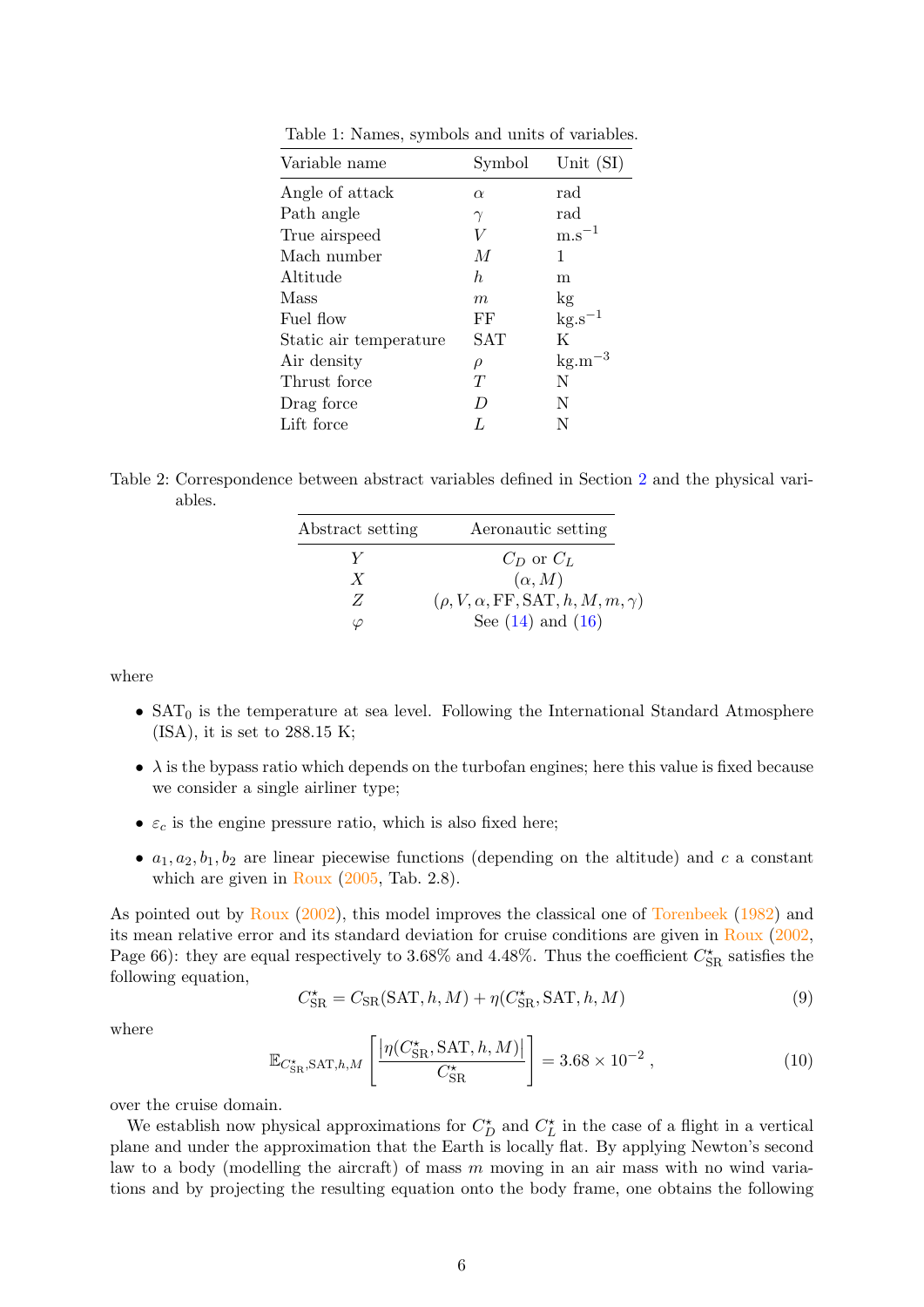Table 1: Names, symbols and units of variables.

| Variable name | Symbol | Unit (SI) |
|---|---|---|
| Angle of attack | $\alpha$ | rad |
| Path angle | $\gamma$ | rad |
| True airspeed | $V$ | $\mathrm{m.s}^{-1}$ |
| Mach number | $M$ | 1 |
| Altitude | $h$ | m |
| Mass | $m$ | kg |
| Fuel flow | FF | $\mathrm{kg.s}^{-1}$ |
| Static air temperature | SAT | K |
| Air density | $\rho$ | $\mathrm{kg.m}^{-3}$ |
| Thrust force | $T$ | N |
| Drag force | $D$ | N |
| Lift force | $L$ | N |

Table 2: Correspondence between abstract variables defined in Section 2 and the physical variables.

| Abstract setting | Aeronautic setting |
|---|---|
| $Y$ | $C_D$ or $C_L$ |
| $X$ | $(\alpha, M)$ |
| $Z$ | $(\rho, V, \alpha, \mathrm{FF}, \mathrm{SAT}, h, M, m, \gamma)$ |
| $\varphi$ | See (14) and (16) |

where

- $\mathrm{SAT}_0$ is the temperature at sea level. Following the International Standard Atmosphere (ISA), it is set to 288.15 K;
- $\lambda$ is the bypass ratio which depends on the turbofan engines; here this value is fixed because we consider a single airliner type;
- $\varepsilon_c$ is the engine pressure ratio, which is also fixed here;
- $a_1, a_2, b_1, b_2$ are linear piecewise functions (depending on the altitude) and $c$ a constant which are given in Roux (2005, Tab. 2.8).

As pointed out by Roux (2002), this model improves the classical one of Torenbeek (1982) and its mean relative error and its standard deviation for cruise conditions are given in Roux (2002, Page 66): they are equal respectively to 3.68% and 4.48%. Thus the coefficient $C_{\mathrm{SR}}^\star$ satisfies the following equation,

$$C_{\mathrm{SR}}^\star = C_{\mathrm{SR}}(\mathrm{SAT}, h, M) + \eta(C_{\mathrm{SR}}^\star, \mathrm{SAT}, h, M) \tag{9}$$

where

$$\mathbb{E}_{C_{\mathrm{SR}}^\star, \mathrm{SAT}, h, M}\left[\frac{\left|\eta(C_{\mathrm{SR}}^\star, \mathrm{SAT}, h, M)\right|}{C_{\mathrm{SR}}^\star}\right] = 3.68 \times 10^{-2}\ , \tag{10}$$

over the cruise domain.

We establish now physical approximations for $C_D^\star$ and $C_L^\star$ in the case of a flight in a vertical plane and under the approximation that the Earth is locally flat. By applying Newton's second law to a body (modelling the aircraft) of mass $m$ moving in an air mass with no wind variations and by projecting the resulting equation onto the body frame, one obtains the following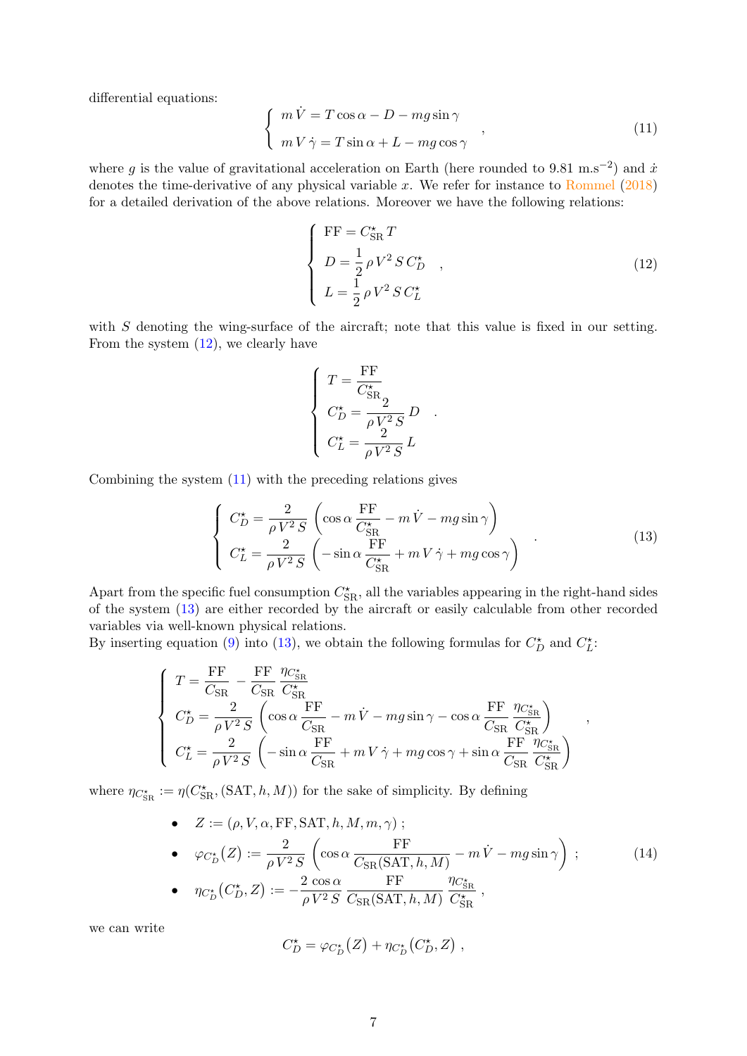differential equations:

$$\left\{ \begin{array}{l} m\,\dot{V} = T\cos\alpha - D - mg\sin\gamma \\ m\,V\,\dot{\gamma} = T\sin\alpha + L - mg\cos\gamma \end{array} \right. , \tag{11}$$

where $g$ is the value of gravitational acceleration on Earth (here rounded to 9.81 m.s$^{-2}$) and $\dot{x}$ denotes the time-derivative of any physical variable $x$. We refer for instance to Rommel (2018) for a detailed derivation of the above relations. Moreover we have the following relations:

$$\left\{ \begin{array}{l} \mathrm{FF} = C_{\mathrm{SR}}^{\star}\,T \\ D = \dfrac{1}{2}\,\rho\,V^2\,S\,C_D^{\star} \\ L = \dfrac{1}{2}\,\rho\,V^2\,S\,C_L^{\star} \end{array} \right. , \tag{12}$$

with $S$ denoting the wing-surface of the aircraft; note that this value is fixed in our setting. From the system (12), we clearly have

$$\left\{ \begin{array}{l} T = \dfrac{\mathrm{FF}}{C_{\mathrm{SR}}^{\star}} \\ C_D^{\star} = \dfrac{2}{\rho\,V^2\,S}\,D \\ C_L^{\star} = \dfrac{2}{\rho\,V^2\,S}\,L \end{array} \right. .$$

Combining the system (11) with the preceding relations gives

$$\left\{ \begin{array}{l} C_D^{\star} = \dfrac{2}{\rho\,V^2\,S}\left(\cos\alpha\,\dfrac{\mathrm{FF}}{C_{\mathrm{SR}}^{\star}} - m\,\dot{V} - mg\sin\gamma\right) \\ C_L^{\star} = \dfrac{2}{\rho\,V^2\,S}\left(-\sin\alpha\,\dfrac{\mathrm{FF}}{C_{\mathrm{SR}}^{\star}} + m\,V\,\dot{\gamma} + mg\cos\gamma\right) \end{array} \right. . \tag{13}$$

Apart from the specific fuel consumption $C_{\mathrm{SR}}^{\star}$, all the variables appearing in the right-hand sides of the system (13) are either recorded by the aircraft or easily calculable from other recorded variables via well-known physical relations.
By inserting equation (9) into (13), we obtain the following formulas for $C_D^{\star}$ and $C_L^{\star}$:

$$\left\{ \begin{array}{l} T = \dfrac{\mathrm{FF}}{C_{\mathrm{SR}}} - \dfrac{\mathrm{FF}}{C_{\mathrm{SR}}}\,\dfrac{\eta_{C_{\mathrm{SR}}^{\star}}}{C_{\mathrm{SR}}^{\star}} \\ C_D^{\star} = \dfrac{2}{\rho\,V^2\,S}\left(\cos\alpha\,\dfrac{\mathrm{FF}}{C_{\mathrm{SR}}} - m\,\dot{V} - mg\sin\gamma - \cos\alpha\,\dfrac{\mathrm{FF}}{C_{\mathrm{SR}}}\,\dfrac{\eta_{C_{\mathrm{SR}}^{\star}}}{C_{\mathrm{SR}}^{\star}}\right) \\ C_L^{\star} = \dfrac{2}{\rho\,V^2\,S}\left(-\sin\alpha\,\dfrac{\mathrm{FF}}{C_{\mathrm{SR}}} + m\,V\,\dot{\gamma} + mg\cos\gamma + \sin\alpha\,\dfrac{\mathrm{FF}}{C_{\mathrm{SR}}}\,\dfrac{\eta_{C_{\mathrm{SR}}^{\star}}}{C_{\mathrm{SR}}^{\star}}\right) \end{array} \right. ,$$

where $\eta_{C_{\mathrm{SR}}^{\star}} := \eta(C_{\mathrm{SR}}^{\star}, (\mathrm{SAT}, h, M))$ for the sake of simplicity. By defining

- $Z := (\rho, V, \alpha, \mathrm{FF}, \mathrm{SAT}, h, M, m, \gamma)$ ;
- $\varphi_{C_D^{\star}}(Z) := \dfrac{2}{\rho\,V^2\,S}\left(\cos\alpha\,\dfrac{\mathrm{FF}}{C_{\mathrm{SR}}(\mathrm{SAT}, h, M)} - m\,\dot{V} - mg\sin\gamma\right)$ ; (14)
- $\eta_{C_D^{\star}}(C_D^{\star}, Z) := -\dfrac{2\,\cos\alpha}{\rho\,V^2\,S}\,\dfrac{\mathrm{FF}}{C_{\mathrm{SR}}(\mathrm{SAT}, h, M)}\,\dfrac{\eta_{C_{\mathrm{SR}}^{\star}}}{C_{\mathrm{SR}}^{\star}}$ ,

we can write

$$C_D^{\star} = \varphi_{C_D^{\star}}(Z) + \eta_{C_D^{\star}}(C_D^{\star}, Z) ,$$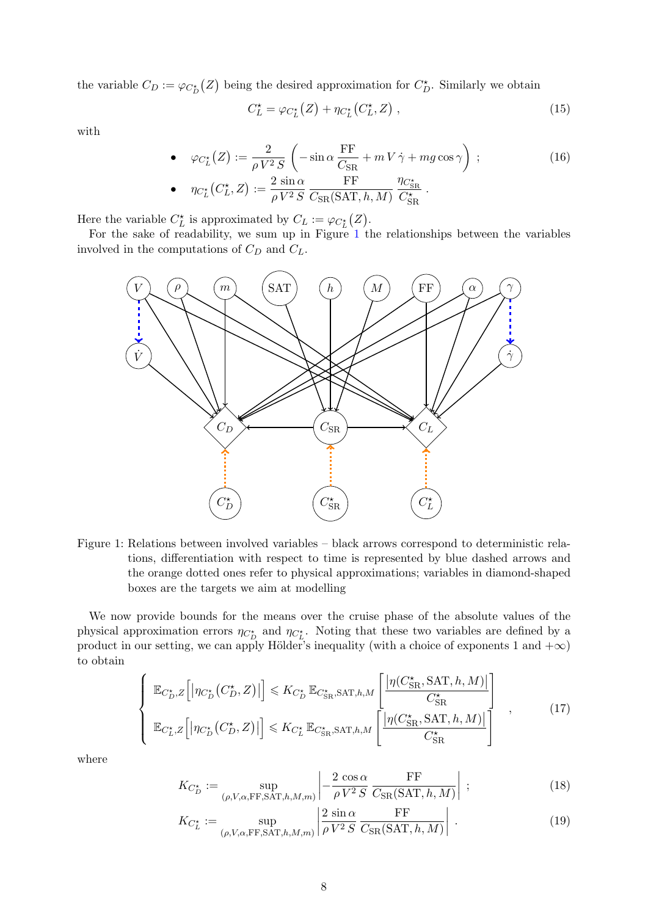the variable $C_D := \varphi_{C_D^\star}(Z)$ being the desired approximation for $C_D^\star$. Similarly we obtain

$$C_L^\star = \varphi_{C_L^\star}(Z) + \eta_{C_L^\star}(C_L^\star, Z) \, , \tag{15}$$

with

- $$\varphi_{C_L^\star}(Z) := \frac{2}{\rho \, V^2 \, S} \left( -\sin\alpha \, \frac{\mathrm{FF}}{C_{\mathrm{SR}}} + m \, V \, \dot{\gamma} + mg \cos\gamma \right) \; ; \tag{16}$$
- $$\eta_{C_L^\star}(C_L^\star, Z) := \frac{2 \, \sin\alpha}{\rho \, V^2 \, S} \, \frac{\mathrm{FF}}{C_{\mathrm{SR}}(\mathrm{SAT}, h, M)} \, \frac{\eta_{C_{\mathrm{SR}}^\star}}{C_{\mathrm{SR}}^\star} \, .$$

Here the variable $C_L^\star$ is approximated by $C_L := \varphi_{C_L^\star}(Z)$.

For the sake of readability, we sum up in Figure 1 the relationships between the variables involved in the computations of $C_D$ and $C_L$.

Figure 1: Relations between involved variables – black arrows correspond to deterministic relations, differentiation with respect to time is represented by blue dashed arrows and the orange dotted ones refer to physical approximations; variables in diamond-shaped boxes are the targets we aim at modelling

We now provide bounds for the means over the cruise phase of the absolute values of the physical approximation errors $\eta_{C_D^\star}$ and $\eta_{C_L^\star}$. Noting that these two variables are defined by a product in our setting, we can apply Hölder's inequality (with a choice of exponents 1 and $+\infty$) to obtain

$$\left\{ \begin{array}{l} \mathbb{E}_{C_D^\star, Z}\Big[ \big| \eta_{C_D^\star}(C_D^\star, Z) \big| \Big] \leqslant K_{C_D^\star} \, \mathbb{E}_{C_{\mathrm{SR}}^\star, \mathrm{SAT}, h, M} \left[ \dfrac{\big| \eta(C_{\mathrm{SR}}^\star, \mathrm{SAT}, h, M) \big|}{C_{\mathrm{SR}}^\star} \right] \\[2ex] \mathbb{E}_{C_L^\star, Z}\Big[ \big| \eta_{C_D^\star}(C_D^\star, Z) \big| \Big] \leqslant K_{C_L^\star} \, \mathbb{E}_{C_{\mathrm{SR}}^\star, \mathrm{SAT}, h, M} \left[ \dfrac{\big| \eta(C_{\mathrm{SR}}^\star, \mathrm{SAT}, h, M) \big|}{C_{\mathrm{SR}}^\star} \right] \end{array} \right. \, , \tag{17}$$

where

$$K_{C_D^\star} := \sup_{(\rho, V, \alpha, \mathrm{FF}, \mathrm{SAT}, h, M, m)} \left| -\frac{2 \, \cos\alpha}{\rho \, V^2 \, S} \, \frac{\mathrm{FF}}{C_{\mathrm{SR}}(\mathrm{SAT}, h, M)} \right| \; ; \tag{18}$$

$$K_{C_L^\star} := \sup_{(\rho, V, \alpha, \mathrm{FF}, \mathrm{SAT}, h, M, m)} \left| \frac{2 \, \sin\alpha}{\rho \, V^2 \, S} \, \frac{\mathrm{FF}}{C_{\mathrm{SR}}(\mathrm{SAT}, h, M)} \right| \, . \tag{19}$$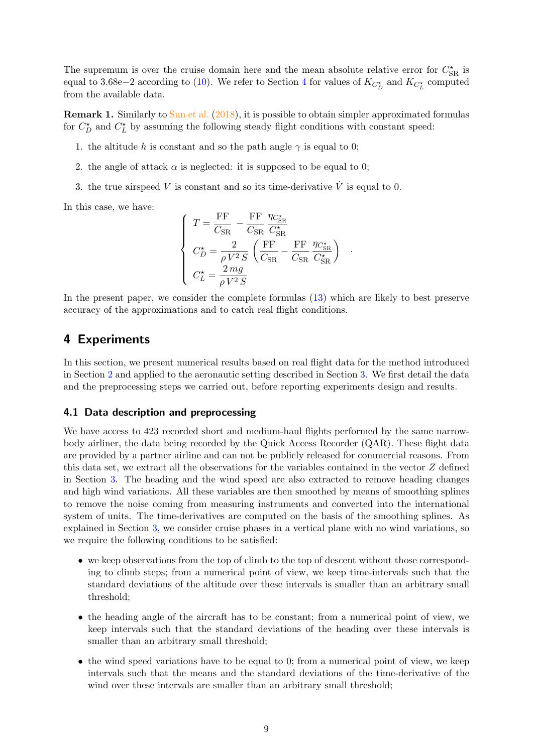The supremum is over the cruise domain here and the mean absolute relative error for $C_{\mathrm{SR}}^{\star}$ is equal to 3.68e−2 according to (10). We refer to Section 4 for values of $K_{C_D^{\star}}$ and $K_{C_L^{\star}}$ computed from the available data.

**Remark 1.** Similarly to Sun et al. (2018), it is possible to obtain simpler approximated formulas for $C_D^{\star}$ and $C_L^{\star}$ by assuming the following steady flight conditions with constant speed:

1. the altitude $h$ is constant and so the path angle $\gamma$ is equal to 0;
2. the angle of attack $\alpha$ is neglected: it is supposed to be equal to 0;
3. the true airspeed $V$ is constant and so its time-derivative $\dot{V}$ is equal to 0.

In this case, we have:

$$
\left\{
\begin{aligned}
& T = \frac{\mathrm{FF}}{C_{\mathrm{SR}}} - \frac{\mathrm{FF}}{C_{\mathrm{SR}}} \frac{\eta_{C_{\mathrm{SR}}^{\star}}}{C_{\mathrm{SR}}^{\star}} \\
& C_D^{\star} = \frac{2}{\rho V^2 S} \left( \frac{\mathrm{FF}}{C_{\mathrm{SR}}} - \frac{\mathrm{FF}}{C_{\mathrm{SR}}} \frac{\eta_{C_{\mathrm{SR}}^{\star}}}{C_{\mathrm{SR}}^{\star}} \right) \\
& C_L^{\star} = \frac{2\, mg}{\rho V^2 S}
\end{aligned}
\right. .
$$

In the present paper, we consider the complete formulas (13) which are likely to best preserve accuracy of the approximations and to catch real flight conditions.

## 4 Experiments

In this section, we present numerical results based on real flight data for the method introduced in Section 2 and applied to the aeronautic setting described in Section 3. We first detail the data and the preprocessing steps we carried out, before reporting experiments design and results.

### 4.1 Data description and preprocessing

We have access to 423 recorded short and medium-haul flights performed by the same narrow-body airliner, the data being recorded by the Quick Access Recorder (QAR). These flight data are provided by a partner airline and can not be publicly released for commercial reasons. From this data set, we extract all the observations for the variables contained in the vector $Z$ defined in Section 3. The heading and the wind speed are also extracted to remove heading changes and high wind variations. All these variables are then smoothed by means of smoothing splines to remove the noise coming from measuring instruments and converted into the international system of units. The time-derivatives are computed on the basis of the smoothing splines. As explained in Section 3, we consider cruise phases in a vertical plane with no wind variations, so we require the following conditions to be satisfied:

- we keep observations from the top of climb to the top of descent without those corresponding to climb steps; from a numerical point of view, we keep time-intervals such that the standard deviations of the altitude over these intervals is smaller than an arbitrary small threshold;
- the heading angle of the aircraft has to be constant; from a numerical point of view, we keep intervals such that the standard deviations of the heading over these intervals is smaller than an arbitrary small threshold;
- the wind speed variations have to be equal to 0; from a numerical point of view, we keep intervals such that the means and the standard deviations of the time-derivative of the wind over these intervals are smaller than an arbitrary small threshold;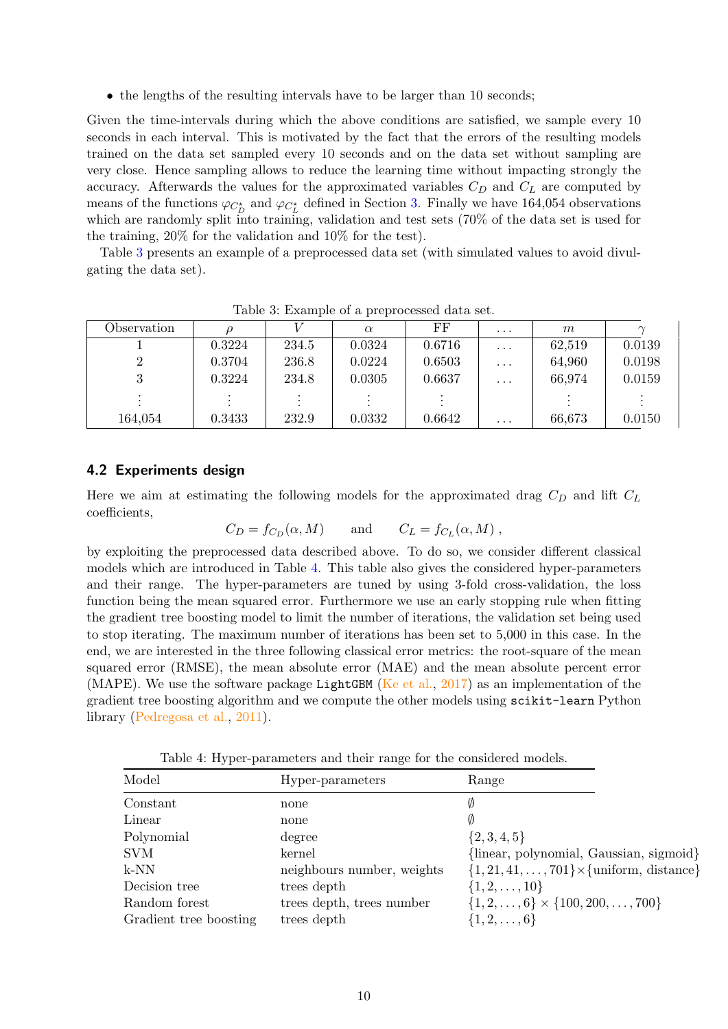- the lengths of the resulting intervals have to be larger than 10 seconds;

Given the time-intervals during which the above conditions are satisfied, we sample every 10 seconds in each interval. This is motivated by the fact that the errors of the resulting models trained on the data set sampled every 10 seconds and on the data set without sampling are very close. Hence sampling allows to reduce the learning time without impacting strongly the accuracy. Afterwards the values for the approximated variables $C_D$ and $C_L$ are computed by means of the functions $\varphi_{C_D^\star}$ and $\varphi_{C_L^\star}$ defined in Section 3. Finally we have 164,054 observations which are randomly split into training, validation and test sets (70% of the data set is used for the training, 20% for the validation and 10% for the test).

Table 3 presents an example of a preprocessed data set (with simulated values to avoid divulgating the data set).

Table 3: Example of a preprocessed data set.

| Observation | $\rho$ | $V$ | $\alpha$ | FF | … | $m$ | $\gamma$ |
|---|---|---|---|---|---|---|---|
| 1 | 0.3224 | 234.5 | 0.0324 | 0.6716 | … | 62,519 | 0.0139 |
| 2 | 0.3704 | 236.8 | 0.0224 | 0.6503 | … | 64,960 | 0.0198 |
| 3 | 0.3224 | 234.8 | 0.0305 | 0.6637 | … | 66,974 | 0.0159 |
| ⋮ | ⋮ | ⋮ | ⋮ | ⋮ | | ⋮ | ⋮ |
| 164,054 | 0.3433 | 232.9 | 0.0332 | 0.6642 | … | 66,673 | 0.0150 |

### 4.2 Experiments design

Here we aim at estimating the following models for the approximated drag $C_D$ and lift $C_L$ coefficients,

$$C_D = f_{C_D}(\alpha, M) \qquad \text{and} \qquad C_L = f_{C_L}(\alpha, M) \, ,$$

by exploiting the preprocessed data described above. To do so, we consider different classical models which are introduced in Table 4. This table also gives the considered hyper-parameters and their range. The hyper-parameters are tuned by using 3-fold cross-validation, the loss function being the mean squared error. Furthermore we use an early stopping rule when fitting the gradient tree boosting model to limit the number of iterations, the validation set being used to stop iterating. The maximum number of iterations has been set to 5,000 in this case. In the end, we are interested in the three following classical error metrics: the root-square of the mean squared error (RMSE), the mean absolute error (MAE) and the mean absolute percent error (MAPE). We use the software package `LightGBM` (Ke et al., 2017) as an implementation of the gradient tree boosting algorithm and we compute the other models using `scikit-learn` Python library (Pedregosa et al., 2011).

Table 4: Hyper-parameters and their range for the considered models.

| Model | Hyper-parameters | Range |
|---|---|---|
| Constant | none | $\emptyset$ |
| Linear | none | $\emptyset$ |
| Polynomial | degree | $\{2, 3, 4, 5\}$ |
| SVM | kernel | {linear, polynomial, Gaussian, sigmoid} |
| k-NN | neighbours number, weights | $\{1, 21, 41, \ldots, 701\} \times$ {uniform, distance} |
| Decision tree | trees depth | $\{1, 2, \ldots, 10\}$ |
| Random forest | trees depth, trees number | $\{1, 2, \ldots, 6\} \times \{100, 200, \ldots, 700\}$ |
| Gradient tree boosting | trees depth | $\{1, 2, \ldots, 6\}$ |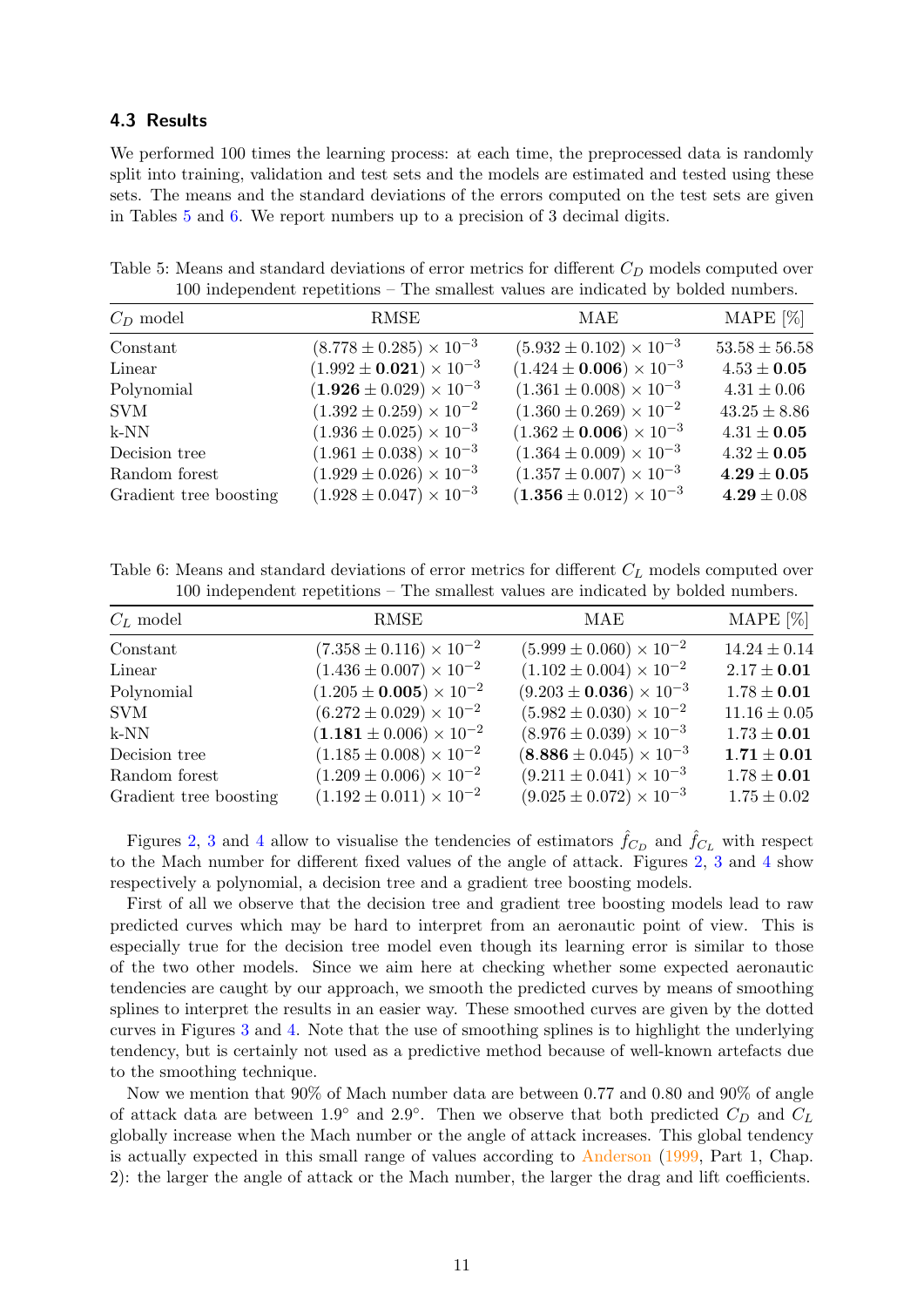### 4.3 Results

We performed 100 times the learning process: at each time, the preprocessed data is randomly split into training, validation and test sets and the models are estimated and tested using these sets. The means and the standard deviations of the errors computed on the test sets are given in Tables 5 and 6. We report numbers up to a precision of 3 decimal digits.

Table 5: Means and standard deviations of error metrics for different $C_D$ models computed over 100 independent repetitions – The smallest values are indicated by bolded numbers.

| $C_D$ model | RMSE | MAE | MAPE [%] |
|---|---|---|---|
| Constant | $(8.778 \pm 0.285) \times 10^{-3}$ | $(5.932 \pm 0.102) \times 10^{-3}$ | $53.58 \pm 56.58$ |
| Linear | $(1.992 \pm \mathbf{0.021}) \times 10^{-3}$ | $(1.424 \pm \mathbf{0.006}) \times 10^{-3}$ | $4.53 \pm \mathbf{0.05}$ |
| Polynomial | $(\mathbf{1.926} \pm 0.029) \times 10^{-3}$ | $(1.361 \pm 0.008) \times 10^{-3}$ | $4.31 \pm 0.06$ |
| SVM | $(1.392 \pm 0.259) \times 10^{-2}$ | $(1.360 \pm 0.269) \times 10^{-2}$ | $43.25 \pm 8.86$ |
| k-NN | $(1.936 \pm 0.025) \times 10^{-3}$ | $(1.362 \pm \mathbf{0.006}) \times 10^{-3}$ | $4.31 \pm \mathbf{0.05}$ |
| Decision tree | $(1.961 \pm 0.038) \times 10^{-3}$ | $(1.364 \pm 0.009) \times 10^{-3}$ | $4.32 \pm \mathbf{0.05}$ |
| Random forest | $(1.929 \pm 0.026) \times 10^{-3}$ | $(1.357 \pm 0.007) \times 10^{-3}$ | $\mathbf{4.29} \pm \mathbf{0.05}$ |
| Gradient tree boosting | $(1.928 \pm 0.047) \times 10^{-3}$ | $(\mathbf{1.356} \pm 0.012) \times 10^{-3}$ | $\mathbf{4.29} \pm 0.08$ |

Table 6: Means and standard deviations of error metrics for different $C_L$ models computed over 100 independent repetitions – The smallest values are indicated by bolded numbers.

| $C_L$ model | RMSE | MAE | MAPE [%] |
|---|---|---|---|
| Constant | $(7.358 \pm 0.116) \times 10^{-2}$ | $(5.999 \pm 0.060) \times 10^{-2}$ | $14.24 \pm 0.14$ |
| Linear | $(1.436 \pm 0.007) \times 10^{-2}$ | $(1.102 \pm 0.004) \times 10^{-2}$ | $2.17 \pm \mathbf{0.01}$ |
| Polynomial | $(1.205 \pm \mathbf{0.005}) \times 10^{-2}$ | $(9.203 \pm \mathbf{0.036}) \times 10^{-3}$ | $1.78 \pm \mathbf{0.01}$ |
| SVM | $(6.272 \pm 0.029) \times 10^{-2}$ | $(5.982 \pm 0.030) \times 10^{-2}$ | $11.16 \pm 0.05$ |
| k-NN | $(\mathbf{1.181} \pm 0.006) \times 10^{-2}$ | $(8.976 \pm 0.039) \times 10^{-3}$ | $1.73 \pm \mathbf{0.01}$ |
| Decision tree | $(1.185 \pm 0.008) \times 10^{-2}$ | $(\mathbf{8.886} \pm 0.045) \times 10^{-3}$ | $\mathbf{1.71} \pm \mathbf{0.01}$ |
| Random forest | $(1.209 \pm 0.006) \times 10^{-2}$ | $(9.211 \pm 0.041) \times 10^{-3}$ | $1.78 \pm \mathbf{0.01}$ |
| Gradient tree boosting | $(1.192 \pm 0.011) \times 10^{-2}$ | $(9.025 \pm 0.072) \times 10^{-3}$ | $1.75 \pm 0.02$ |

Figures 2, 3 and 4 allow to visualise the tendencies of estimators $\hat{f}_{C_D}$ and $\hat{f}_{C_L}$ with respect to the Mach number for different fixed values of the angle of attack. Figures 2, 3 and 4 show respectively a polynomial, a decision tree and a gradient tree boosting models.

First of all we observe that the decision tree and gradient tree boosting models lead to raw predicted curves which may be hard to interpret from an aeronautic point of view. This is especially true for the decision tree model even though its learning error is similar to those of the two other models. Since we aim here at checking whether some expected aeronautic tendencies are caught by our approach, we smooth the predicted curves by means of smoothing splines to interpret the results in an easier way. These smoothed curves are given by the dotted curves in Figures 3 and 4. Note that the use of smoothing splines is to highlight the underlying tendency, but is certainly not used as a predictive method because of well-known artefacts due to the smoothing technique.

Now we mention that 90% of Mach number data are between 0.77 and 0.80 and 90% of angle of attack data are between 1.9° and 2.9°. Then we observe that both predicted $C_D$ and $C_L$ globally increase when the Mach number or the angle of attack increases. This global tendency is actually expected in this small range of values according to Anderson (1999, Part 1, Chap. 2): the larger the angle of attack or the Mach number, the larger the drag and lift coefficients.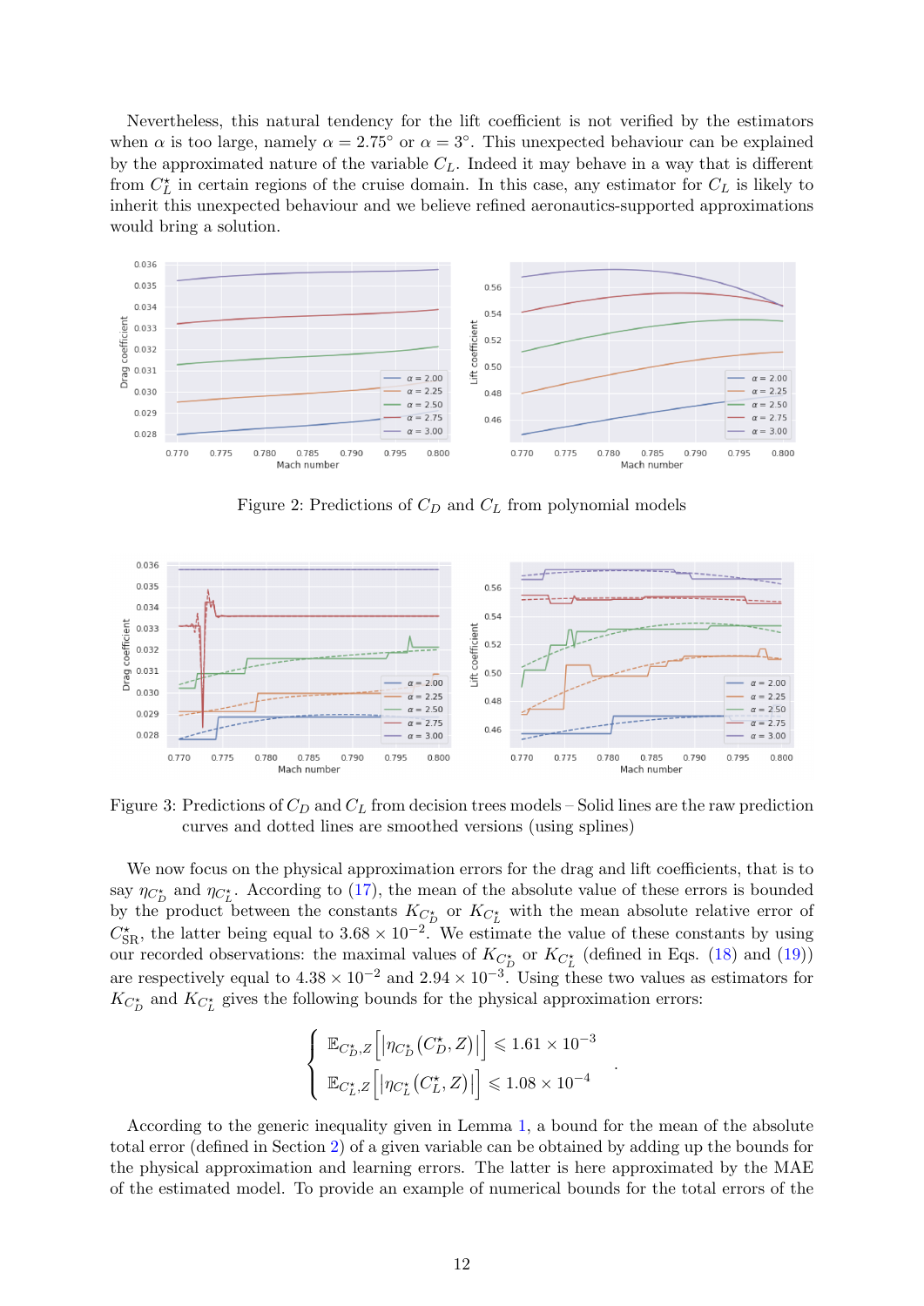Nevertheless, this natural tendency for the lift coefficient is not verified by the estimators when $\alpha$ is too large, namely $\alpha = 2.75°$ or $\alpha = 3°$. This unexpected behaviour can be explained by the approximated nature of the variable $C_L$. Indeed it may behave in a way that is different from $C_L^\star$ in certain regions of the cruise domain. In this case, any estimator for $C_L$ is likely to inherit this unexpected behaviour and we believe refined aeronautics-supported approximations would bring a solution.

Figure 2: Predictions of $C_D$ and $C_L$ from polynomial models

Figure 3: Predictions of $C_D$ and $C_L$ from decision trees models – Solid lines are the raw prediction curves and dotted lines are smoothed versions (using splines)

We now focus on the physical approximation errors for the drag and lift coefficients, that is to say $\eta_{C_D^\star}$ and $\eta_{C_L^\star}$. According to (17), the mean of the absolute value of these errors is bounded by the product between the constants $K_{C_D^\star}$ or $K_{C_L^\star}$ with the mean absolute relative error of $C_{\text{SR}}^\star$, the latter being equal to $3.68 \times 10^{-2}$. We estimate the value of these constants by using our recorded observations: the maximal values of $K_{C_D^\star}$ or $K_{C_L^\star}$ (defined in Eqs. (18) and (19)) are respectively equal to $4.38 \times 10^{-2}$ and $2.94 \times 10^{-3}$. Using these two values as estimators for $K_{C_D^\star}$ and $K_{C_L^\star}$ gives the following bounds for the physical approximation errors:

$$\begin{cases} \mathbb{E}_{C_D^\star, Z}\left[\left|\eta_{C_D^\star}(C_D^\star, Z)\right|\right] \leqslant 1.61 \times 10^{-3} \\ \mathbb{E}_{C_L^\star, Z}\left[\left|\eta_{C_L^\star}(C_L^\star, Z)\right|\right] \leqslant 1.08 \times 10^{-4} \end{cases}.$$

According to the generic inequality given in Lemma 1, a bound for the mean of the absolute total error (defined in Section 2) of a given variable can be obtained by adding up the bounds for the physical approximation and learning errors. The latter is here approximated by the MAE of the estimated model. To provide an example of numerical bounds for the total errors of the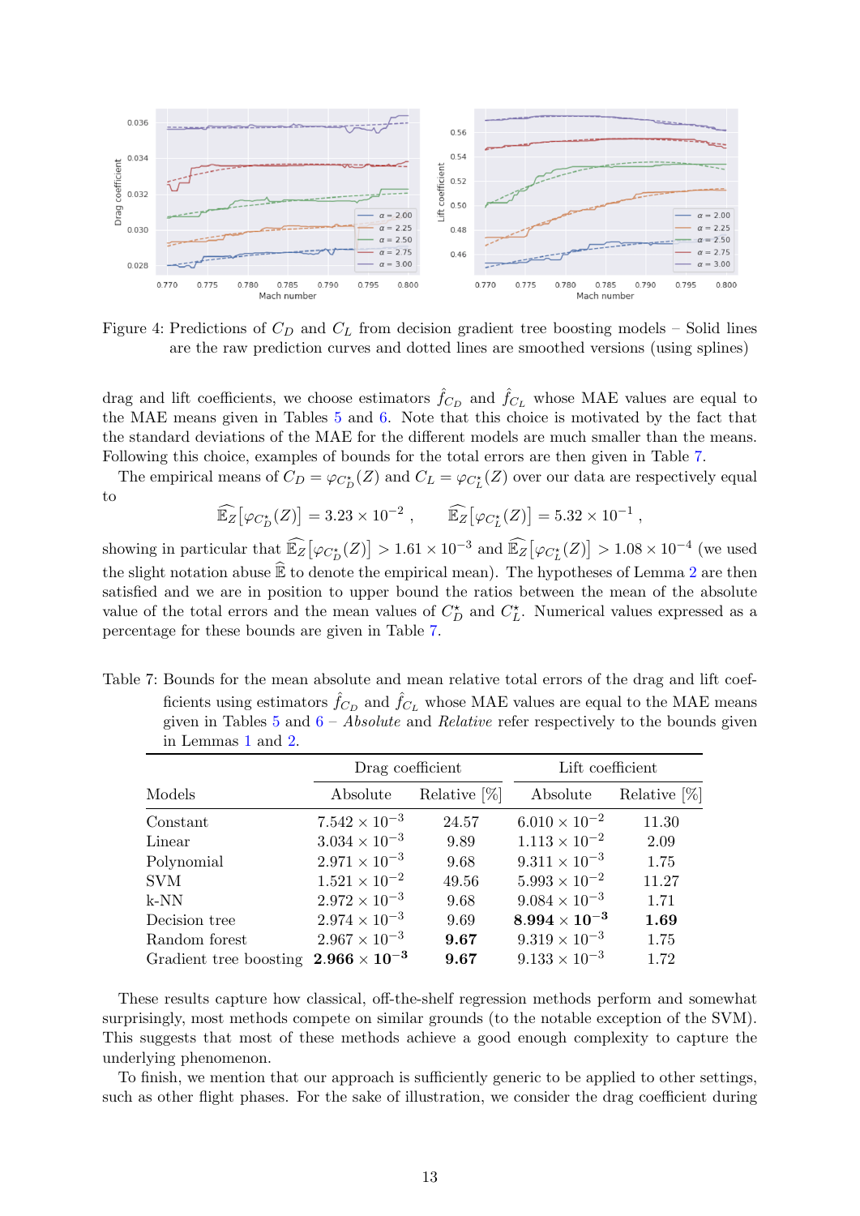Figure 4: Predictions of $C_D$ and $C_L$ from decision gradient tree boosting models – Solid lines are the raw prediction curves and dotted lines are smoothed versions (using splines)

drag and lift coefficients, we choose estimators $\hat{f}_{C_D}$ and $\hat{f}_{C_L}$ whose MAE values are equal to the MAE means given in Tables 5 and 6. Note that this choice is motivated by the fact that the standard deviations of the MAE for the different models are much smaller than the means. Following this choice, examples of bounds for the total errors are then given in Table 7.

The empirical means of $C_D = \varphi_{C_D^\star}(Z)$ and $C_L = \varphi_{C_L^\star}(Z)$ over our data are respectively equal to

$$\widehat{\mathbb{E}_Z}\big[\varphi_{C_D^\star}(Z)\big] = 3.23 \times 10^{-2} \,, \qquad \widehat{\mathbb{E}_Z}\big[\varphi_{C_L^\star}(Z)\big] = 5.32 \times 10^{-1} \,,$$

showing in particular that $\widehat{\mathbb{E}_Z}\big[\varphi_{C_D^\star}(Z)\big] > 1.61 \times 10^{-3}$ and $\widehat{\mathbb{E}_Z}\big[\varphi_{C_L^\star}(Z)\big] > 1.08 \times 10^{-4}$ (we used the slight notation abuse $\widehat{\mathbb{E}}$ to denote the empirical mean). The hypotheses of Lemma 2 are then satisfied and we are in position to upper bound the ratios between the mean of the absolute value of the total errors and the mean values of $C_D^\star$ and $C_L^\star$. Numerical values expressed as a percentage for these bounds are given in Table 7.

Table 7: Bounds for the mean absolute and mean relative total errors of the drag and lift coefficients using estimators $\hat{f}_{C_D}$ and $\hat{f}_{C_L}$ whose MAE values are equal to the MAE means given in Tables 5 and 6 – *Absolute* and *Relative* refer respectively to the bounds given in Lemmas 1 and 2.

| | Drag coefficient | | Lift coefficient | |
|---|---|---|---|---|
| Models | Absolute | Relative [%] | Absolute | Relative [%] |
| Constant | $7.542 \times 10^{-3}$ | 24.57 | $6.010 \times 10^{-2}$ | 11.30 |
| Linear | $3.034 \times 10^{-3}$ | 9.89 | $1.113 \times 10^{-2}$ | 2.09 |
| Polynomial | $2.971 \times 10^{-3}$ | 9.68 | $9.311 \times 10^{-3}$ | 1.75 |
| SVM | $1.521 \times 10^{-2}$ | 49.56 | $5.993 \times 10^{-2}$ | 11.27 |
| k-NN | $2.972 \times 10^{-3}$ | 9.68 | $9.084 \times 10^{-3}$ | 1.71 |
| Decision tree | $2.974 \times 10^{-3}$ | 9.69 | $\mathbf{8.994 \times 10^{-3}}$ | **1.69** |
| Random forest | $2.967 \times 10^{-3}$ | **9.67** | $9.319 \times 10^{-3}$ | 1.75 |
| Gradient tree boosting | $\mathbf{2.966 \times 10^{-3}}$ | **9.67** | $9.133 \times 10^{-3}$ | 1.72 |

These results capture how classical, off-the-shelf regression methods perform and somewhat surprisingly, most methods compete on similar grounds (to the notable exception of the SVM). This suggests that most of these methods achieve a good enough complexity to capture the underlying phenomenon.

To finish, we mention that our approach is sufficiently generic to be applied to other settings, such as other flight phases. For the sake of illustration, we consider the drag coefficient during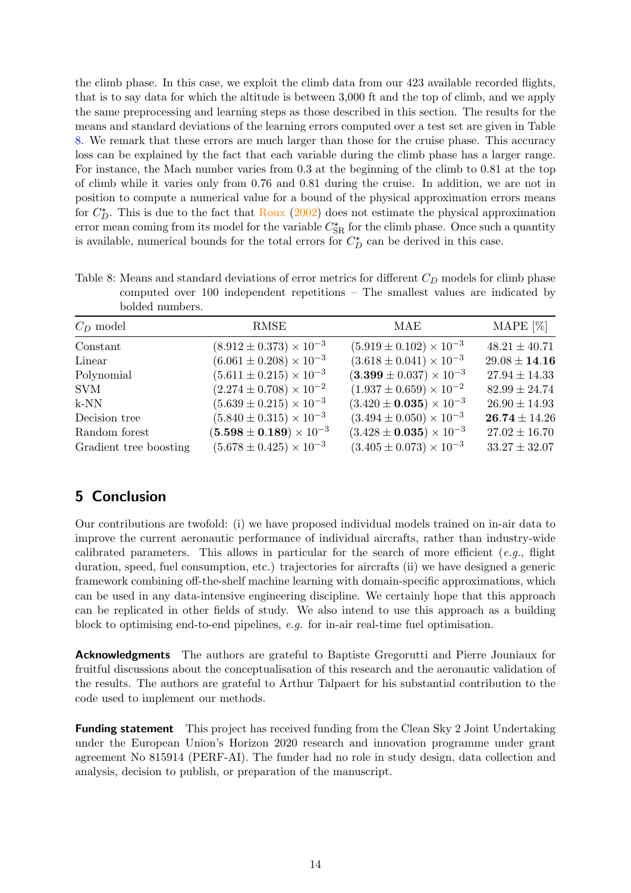the climb phase. In this case, we exploit the climb data from our 423 available recorded flights, that is to say data for which the altitude is between 3,000 ft and the top of climb, and we apply the same preprocessing and learning steps as those described in this section. The results for the means and standard deviations of the learning errors computed over a test set are given in Table 8. We remark that these errors are much larger than those for the cruise phase. This accuracy loss can be explained by the fact that each variable during the climb phase has a larger range. For instance, the Mach number varies from 0.3 at the beginning of the climb to 0.81 at the top of climb while it varies only from 0.76 and 0.81 during the cruise. In addition, we are not in position to compute a numerical value for a bound of the physical approximation errors means for $C_D^\star$. This is due to the fact that Roux (2002) does not estimate the physical approximation error mean coming from its model for the variable $C_{\text{SR}}^\star$ for the climb phase. Once such a quantity is available, numerical bounds for the total errors for $C_D^\star$ can be derived in this case.

Table 8: Means and standard deviations of error metrics for different $C_D$ models for climb phase computed over 100 independent repetitions – The smallest values are indicated by bolded numbers.

| $C_D$ model | RMSE | MAE | MAPE [%] |
|---|---|---|---|
| Constant | $(8.912 \pm 0.373) \times 10^{-3}$ | $(5.919 \pm 0.102) \times 10^{-3}$ | $48.21 \pm 40.71$ |
| Linear | $(6.061 \pm 0.208) \times 10^{-3}$ | $(3.618 \pm 0.041) \times 10^{-3}$ | $29.08 \pm \mathbf{14.16}$ |
| Polynomial | $(5.611 \pm 0.215) \times 10^{-3}$ | $(\mathbf{3.399} \pm 0.037) \times 10^{-3}$ | $27.94 \pm 14.33$ |
| SVM | $(2.274 \pm 0.708) \times 10^{-2}$ | $(1.937 \pm 0.659) \times 10^{-2}$ | $82.99 \pm 24.74$ |
| k-NN | $(5.639 \pm 0.215) \times 10^{-3}$ | $(3.420 \pm \mathbf{0.035}) \times 10^{-3}$ | $26.90 \pm 14.93$ |
| Decision tree | $(5.840 \pm 0.315) \times 10^{-3}$ | $(3.494 \pm 0.050) \times 10^{-3}$ | $\mathbf{26.74} \pm 14.26$ |
| Random forest | $(\mathbf{5.598} \pm \mathbf{0.189}) \times 10^{-3}$ | $(3.428 \pm \mathbf{0.035}) \times 10^{-3}$ | $27.02 \pm 16.70$ |
| Gradient tree boosting | $(5.678 \pm 0.425) \times 10^{-3}$ | $(3.405 \pm 0.073) \times 10^{-3}$ | $33.27 \pm 32.07$ |

## 5 Conclusion

Our contributions are twofold: (i) we have proposed individual models trained on in-air data to improve the current aeronautic performance of individual aircrafts, rather than industry-wide calibrated parameters. This allows in particular for the search of more efficient (*e.g.*, flight duration, speed, fuel consumption, etc.) trajectories for aircrafts (ii) we have designed a generic framework combining off-the-shelf machine learning with domain-specific approximations, which can be used in any data-intensive engineering discipline. We certainly hope that this approach can be replicated in other fields of study. We also intend to use this approach as a building block to optimising end-to-end pipelines, *e.g.* for in-air real-time fuel optimisation.

**Acknowledgments** The authors are grateful to Baptiste Gregorutti and Pierre Jouniaux for fruitful discussions about the conceptualisation of this research and the aeronautic validation of the results. The authors are grateful to Arthur Talpaert for his substantial contribution to the code used to implement our methods.

**Funding statement** This project has received funding from the Clean Sky 2 Joint Undertaking under the European Union's Horizon 2020 research and innovation programme under grant agreement No 815914 (PERF-AI). The funder had no role in study design, data collection and analysis, decision to publish, or preparation of the manuscript.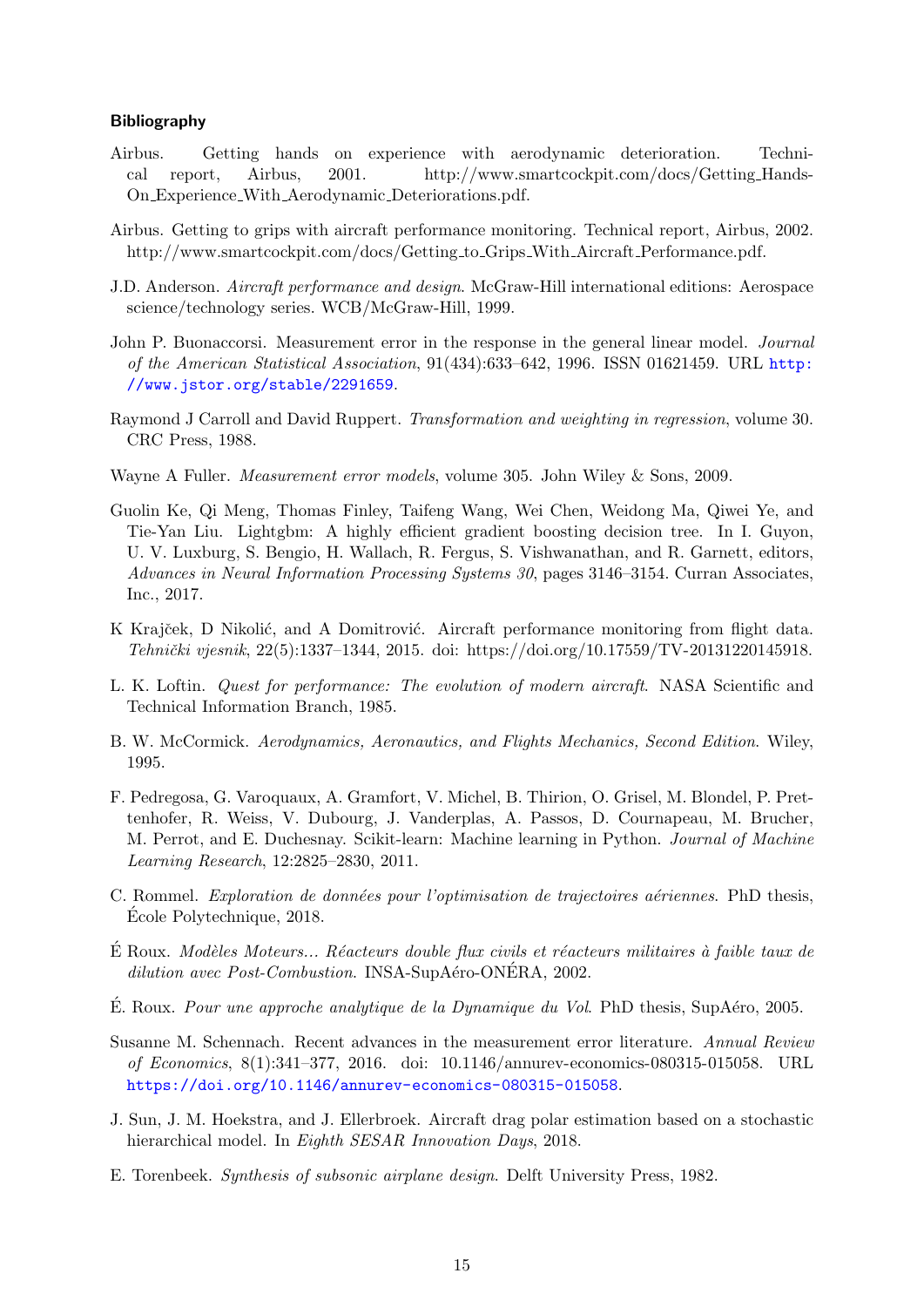### Bibliography

Airbus. Getting hands on experience with aerodynamic deterioration. Technical report, Airbus, 2001. http://www.smartcockpit.com/docs/Getting_Hands-On_Experience_With_Aerodynamic_Deteriorations.pdf.

Airbus. Getting to grips with aircraft performance monitoring. Technical report, Airbus, 2002. http://www.smartcockpit.com/docs/Getting_to_Grips_With_Aircraft_Performance.pdf.

J.D. Anderson. *Aircraft performance and design*. McGraw-Hill international editions: Aerospace science/technology series. WCB/McGraw-Hill, 1999.

John P. Buonaccorsi. Measurement error in the response in the general linear model. *Journal of the American Statistical Association*, 91(434):633–642, 1996. ISSN 01621459. URL http://www.jstor.org/stable/2291659.

Raymond J Carroll and David Ruppert. *Transformation and weighting in regression*, volume 30. CRC Press, 1988.

Wayne A Fuller. *Measurement error models*, volume 305. John Wiley & Sons, 2009.

Guolin Ke, Qi Meng, Thomas Finley, Taifeng Wang, Wei Chen, Weidong Ma, Qiwei Ye, and Tie-Yan Liu. Lightgbm: A highly efficient gradient boosting decision tree. In I. Guyon, U. V. Luxburg, S. Bengio, H. Wallach, R. Fergus, S. Vishwanathan, and R. Garnett, editors, *Advances in Neural Information Processing Systems 30*, pages 3146–3154. Curran Associates, Inc., 2017.

K Krajček, D Nikolić, and A Domitrović. Aircraft performance monitoring from flight data. *Tehnički vjesnik*, 22(5):1337–1344, 2015. doi: https://doi.org/10.17559/TV-20131220145918.

L. K. Loftin. *Quest for performance: The evolution of modern aircraft*. NASA Scientific and Technical Information Branch, 1985.

B. W. McCormick. *Aerodynamics, Aeronautics, and Flights Mechanics, Second Edition*. Wiley, 1995.

F. Pedregosa, G. Varoquaux, A. Gramfort, V. Michel, B. Thirion, O. Grisel, M. Blondel, P. Prettenhofer, R. Weiss, V. Dubourg, J. Vanderplas, A. Passos, D. Cournapeau, M. Brucher, M. Perrot, and E. Duchesnay. Scikit-learn: Machine learning in Python. *Journal of Machine Learning Research*, 12:2825–2830, 2011.

C. Rommel. *Exploration de données pour l'optimisation de trajectoires aériennes*. PhD thesis, École Polytechnique, 2018.

É Roux. *Modèles Moteurs... Réacteurs double flux civils et réacteurs militaires à faible taux de dilution avec Post-Combustion*. INSA-SupAéro-ONÉRA, 2002.

É. Roux. *Pour une approche analytique de la Dynamique du Vol*. PhD thesis, SupAéro, 2005.

Susanne M. Schennach. Recent advances in the measurement error literature. *Annual Review of Economics*, 8(1):341–377, 2016. doi: 10.1146/annurev-economics-080315-015058. URL https://doi.org/10.1146/annurev-economics-080315-015058.

J. Sun, J. M. Hoekstra, and J. Ellerbroek. Aircraft drag polar estimation based on a stochastic hierarchical model. In *Eighth SESAR Innovation Days*, 2018.

E. Torenbeek. *Synthesis of subsonic airplane design*. Delft University Press, 1982.